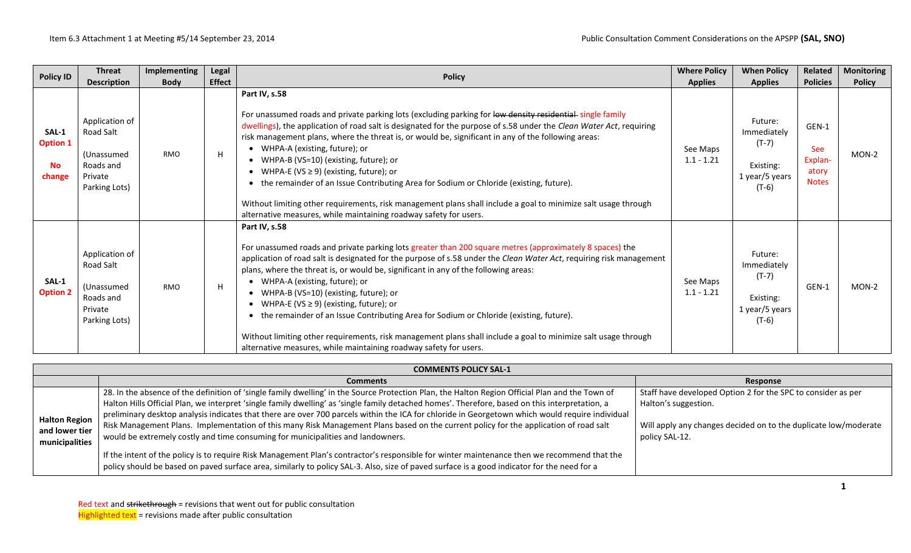| Policy ID | Threat Description | Implementing Body | Legal Effect | Policy | Where Policy Applies | When Policy Applies | Related Policies | Monitoring Policy |
|---|---|---|---|---|---|---|---|---|
| **SAL-1 Option 1** **No change** | Application of Road Salt (Unassumed Roads and Private Parking Lots) | RMO | H | **Part IV, s.58** For unassumed roads and private parking lots (excluding parking for ~~low density residential~~ single family dwellings), the application of road salt is designated for the purpose of s.58 under the *Clean Water Act*, requiring risk management plans, where the threat is, or would be, significant in any of the following areas: • WHPA-A (existing, future); or • WHPA-B (VS=10) (existing, future); or • WHPA-E (VS ≥ 9) (existing, future); or • the remainder of an Issue Contributing Area for Sodium or Chloride (existing, future). Without limiting other requirements, risk management plans shall include a goal to minimize salt usage through alternative measures, while maintaining roadway safety for users. | See Maps 1.1 - 1.21 | Future: Immediately (T-7) Existing: 1 year/5 years (T-6) | GEN-1 See Explan-atory Notes | MON-2 |
| **SAL-1 Option 2** | Application of Road Salt (Unassumed Roads and Private Parking Lots) | RMO | H | **Part IV, s.58** For unassumed roads and private parking lots greater than 200 square metres (approximately 8 spaces) the application of road salt is designated for the purpose of s.58 under the *Clean Water Act*, requiring risk management plans, where the threat is, or would be, significant in any of the following areas: • WHPA-A (existing, future); or • WHPA-B (VS=10) (existing, future); or • WHPA-E (VS ≥ 9) (existing, future); or • the remainder of an Issue Contributing Area for Sodium or Chloride (existing, future). Without limiting other requirements, risk management plans shall include a goal to minimize salt usage through alternative measures, while maintaining roadway safety for users. | See Maps 1.1 - 1.21 | Future: Immediately (T-7) Existing: 1 year/5 years (T-6) | GEN-1 | MON-2 |

| COMMENTS POLICY SAL-1 | | |
|---|---|---|
| | **Comments** | **Response** |
| **Halton Region and lower tier municipalities** | 28. In the absence of the definition of 'single family dwelling' in the Source Protection Plan, the Halton Region Official Plan and the Town of Halton Hills Official Plan, we interpret 'single family dwelling' as 'single family detached homes'. Therefore, based on this interpretation, a preliminary desktop analysis indicates that there are over 700 parcels within the ICA for chloride in Georgetown which would require individual Risk Management Plans. Implementation of this many Risk Management Plans based on the current policy for the application of road salt would be extremely costly and time consuming for municipalities and landowners. If the intent of the policy is to require Risk Management Plan's contractor's responsible for winter maintenance then we recommend that the policy should be based on paved surface area, similarly to policy SAL-3. Also, size of paved surface is a good indicator for the need for a | Staff have developed Option 2 for the SPC to consider as per Halton's suggestion. Will apply any changes decided on to the duplicate low/moderate policy SAL-12. |

Red text and ~~strikethrough~~ = revisions that went out for public consultation
Highlighted text = revisions made after public consultation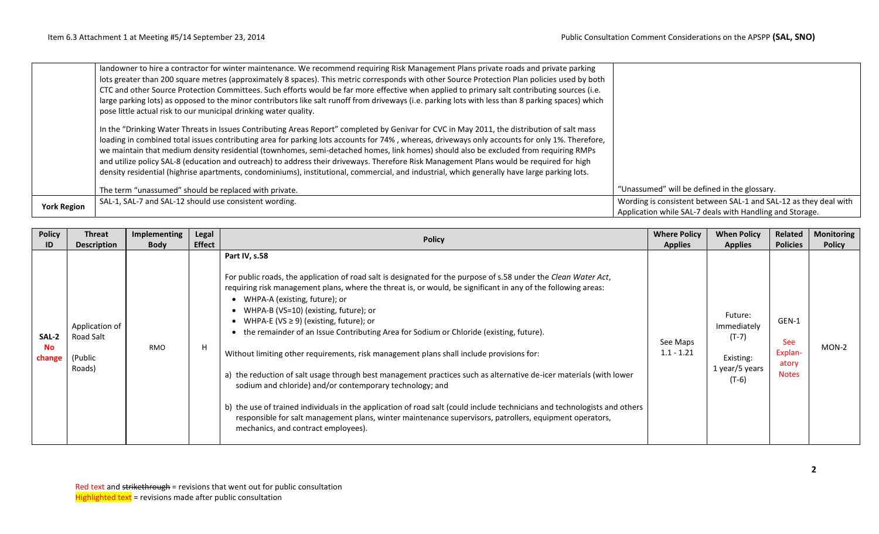| | | |
|---|---|---|
| | landowner to hire a contractor for winter maintenance. We recommend requiring Risk Management Plans private roads and private parking lots greater than 200 square metres (approximately 8 spaces). This metric corresponds with other Source Protection Plan policies used by both CTC and other Source Protection Committees. Such efforts would be far more effective when applied to primary salt contributing sources (i.e. large parking lots) as opposed to the minor contributors like salt runoff from driveways (i.e. parking lots with less than 8 parking spaces) which pose little actual risk to our municipal drinking water quality.<br><br>In the "Drinking Water Threats in Issues Contributing Areas Report" completed by Genivar for CVC in May 2011, the distribution of salt mass loading in combined total issues contributing area for parking lots accounts for 74% , whereas, driveways only accounts for only 1%. Therefore, we maintain that medium density residential (townhomes, semi-detached homes, link homes) should also be excluded from requiring RMPs and utilize policy SAL-8 (education and outreach) to address their driveways. Therefore Risk Management Plans would be required for high density residential (highrise apartments, condominiums), institutional, commercial, and industrial, which generally have large parking lots.<br><br>The term "unassumed" should be replaced with private. | "Unassumed" will be defined in the glossary. |
| **York Region** | SAL-1, SAL-7 and SAL-12 should use consistent wording. | Wording is consistent between SAL-1 and SAL-12 as they deal with Application while SAL-7 deals with Handling and Storage. |

| Policy ID | Threat Description | Implementing Body | Legal Effect | Policy | Where Policy Applies | When Policy Applies | Related Policies | Monitoring Policy |
|---|---|---|---|---|---|---|---|---|
| **SAL-2 No change** | Application of Road Salt (Public Roads) | RMO | H | **Part IV, s.58**<br><br>For public roads, the application of road salt is designated for the purpose of s.58 under the *Clean Water Act*, requiring risk management plans, where the threat is, or would, be significant in any of the following areas:<br>• WHPA-A (existing, future); or<br>• WHPA-B (VS=10) (existing, future); or<br>• WHPA-E (VS ≥ 9) (existing, future); or<br>• the remainder of an Issue Contributing Area for Sodium or Chloride (existing, future).<br><br>Without limiting other requirements, risk management plans shall include provisions for:<br><br>a) the reduction of salt usage through best management practices such as alternative de-icer materials (with lower sodium and chloride) and/or contemporary technology; and<br><br>b) the use of trained individuals in the application of road salt (could include technicians and technologists and others responsible for salt management plans, winter maintenance supervisors, patrollers, equipment operators, mechanics, and contract employees). | See Maps 1.1 - 1.21 | Future: Immediately (T-7)<br><br>Existing: 1 year/5 years (T-6) | GEN-1<br><br>See Explanatory Notes | MON-2 |

Red text and ~~strikethrough~~ = revisions that went out for public consultation
Highlighted text = revisions made after public consultation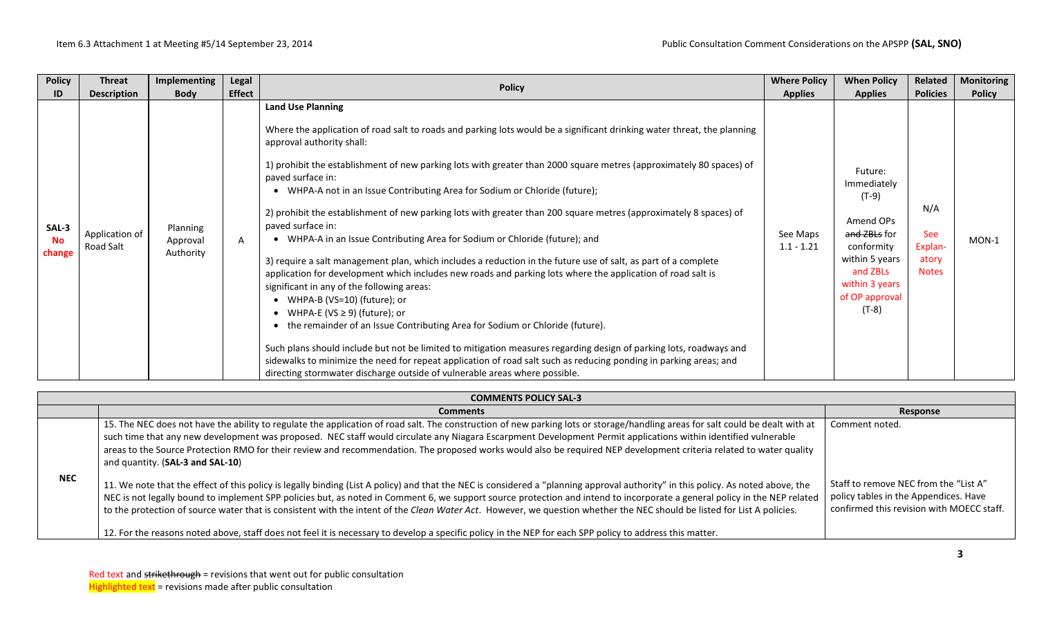| Policy ID | Threat Description | Implementing Body | Legal Effect | Policy | Where Policy Applies | When Policy Applies | Related Policies | Monitoring Policy |
|---|---|---|---|---|---|---|---|---|
| SAL-3 No change | Application of Road Salt | Planning Approval Authority | A | **Land Use Planning**<br><br>Where the application of road salt to roads and parking lots would be a significant drinking water threat, the planning approval authority shall:<br><br>1) prohibit the establishment of new parking lots with greater than 2000 square metres (approximately 80 spaces) of paved surface in:<br>• WHPA-A not in an Issue Contributing Area for Sodium or Chloride (future);<br><br>2) prohibit the establishment of new parking lots with greater than 200 square metres (approximately 8 spaces) of paved surface in:<br>• WHPA-A in an Issue Contributing Area for Sodium or Chloride (future); and<br><br>3) require a salt management plan, which includes a reduction in the future use of salt, as part of a complete application for development which includes new roads and parking lots where the application of road salt is significant in any of the following areas:<br>• WHPA-B (VS=10) (future); or<br>• WHPA-E (VS ≥ 9) (future); or<br>• the remainder of an Issue Contributing Area for Sodium or Chloride (future).<br><br>Such plans should include but not be limited to mitigation measures regarding design of parking lots, roadways and sidewalks to minimize the need for repeat application of road salt such as reducing ponding in parking areas; and directing stormwater discharge outside of vulnerable areas where possible. | See Maps 1.1 - 1.21 | Future: Immediately (T-9)<br><br>Amend OPs ~~and ZBLs~~ for conformity within 5 years and ZBLs within 3 years of OP approval (T-8) | N/A<br><br>See Explanatory Notes | MON-1 |

| COMMENTS POLICY SAL-3 | | |
|---|---|---|
| | **Comments** | **Response** |
| **NEC** | 15. The NEC does not have the ability to regulate the application of road salt. The construction of new parking lots or storage/handling areas for salt could be dealt with at such time that any new development was proposed. NEC staff would circulate any Niagara Escarpment Development Permit applications within identified vulnerable areas to the Source Protection RMO for their review and recommendation. The proposed works would also be required NEP development criteria related to water quality and quantity. (**SAL-3 and SAL-10**) | Comment noted. |
| | 11. We note that the effect of this policy is legally binding (List A policy) and that the NEC is considered a "planning approval authority" in this policy. As noted above, the NEC is not legally bound to implement SPP policies but, as noted in Comment 6, we support source protection and intend to incorporate a general policy in the NEP related to the protection of source water that is consistent with the intent of the *Clean Water Act*. However, we question whether the NEC should be listed for List A policies. | Staff to remove NEC from the "List A" policy tables in the Appendices. Have confirmed this revision with MOECC staff. |
| | 12. For the reasons noted above, staff does not feel it is necessary to develop a specific policy in the NEP for each SPP policy to address this matter. | |

Red text and ~~strikethrough~~ = revisions that went out for public consultation
Highlighted text = revisions made after public consultation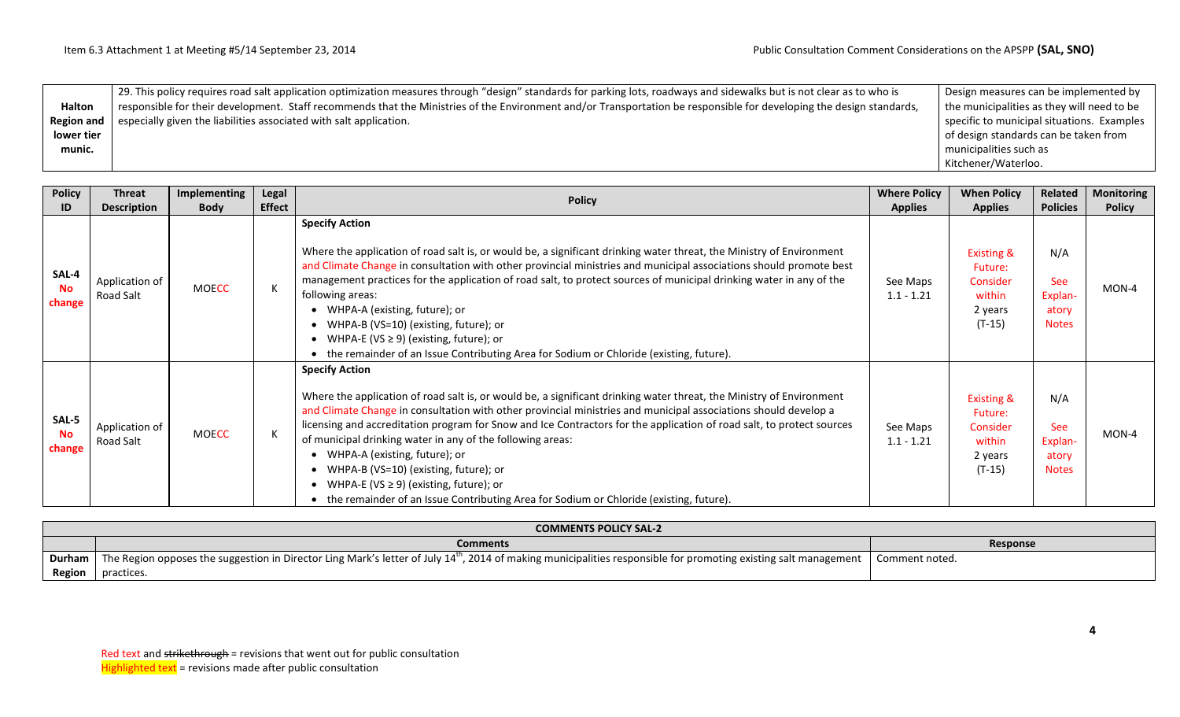| | | |
|---|---|---|
| **Halton Region and lower tier munic.** | 29. This policy requires road salt application optimization measures through "design" standards for parking lots, roadways and sidewalks but is not clear as to who is responsible for their development. Staff recommends that the Ministries of the Environment and/or Transportation be responsible for developing the design standards, especially given the liabilities associated with salt application. | Design measures can be implemented by the municipalities as they will need to be specific to municipal situations. Examples of design standards can be taken from municipalities such as Kitchener/Waterloo. |

| Policy ID | Threat Description | Implementing Body | Legal Effect | Policy | Where Policy Applies | When Policy Applies | Related Policies | Monitoring Policy |
|---|---|---|---|---|---|---|---|---|
| SAL-4 No change | Application of Road Salt | MOECC | K | **Specify Action**<br><br>Where the application of road salt is, or would be, a significant drinking water threat, the Ministry of Environment and Climate Change in consultation with other provincial ministries and municipal associations should promote best management practices for the application of road salt, to protect sources of municipal drinking water in any of the following areas:<br>• WHPA-A (existing, future); or<br>• WHPA-B (VS=10) (existing, future); or<br>• WHPA-E (VS ≥ 9) (existing, future); or<br>• the remainder of an Issue Contributing Area for Sodium or Chloride (existing, future). | See Maps 1.1 - 1.21 | Existing & Future: Consider within 2 years (T-15) | N/A<br>See Explan-atory Notes | MON-4 |
| SAL-5 No change | Application of Road Salt | MOECC | K | **Specify Action**<br><br>Where the application of road salt is, or would be, a significant drinking water threat, the Ministry of Environment and Climate Change in consultation with other provincial ministries and municipal associations should develop a licensing and accreditation program for Snow and Ice Contractors for the application of road salt, to protect sources of municipal drinking water in any of the following areas:<br>• WHPA-A (existing, future); or<br>• WHPA-B (VS=10) (existing, future); or<br>• WHPA-E (VS ≥ 9) (existing, future); or<br>• the remainder of an Issue Contributing Area for Sodium or Chloride (existing, future). | See Maps 1.1 - 1.21 | Existing & Future: Consider within 2 years (T-15) | N/A<br>See Explan-atory Notes | MON-4 |

| **COMMENTS POLICY SAL-2** | | |
|---|---|---|
| | **Comments** | **Response** |
| **Durham Region** | The Region opposes the suggestion in Director Ling Mark's letter of July 14th, 2014 of making municipalities responsible for promoting existing salt management practices. | Comment noted. |

Red text and ~~strikethrough~~ = revisions that went out for public consultation
Highlighted text = revisions made after public consultation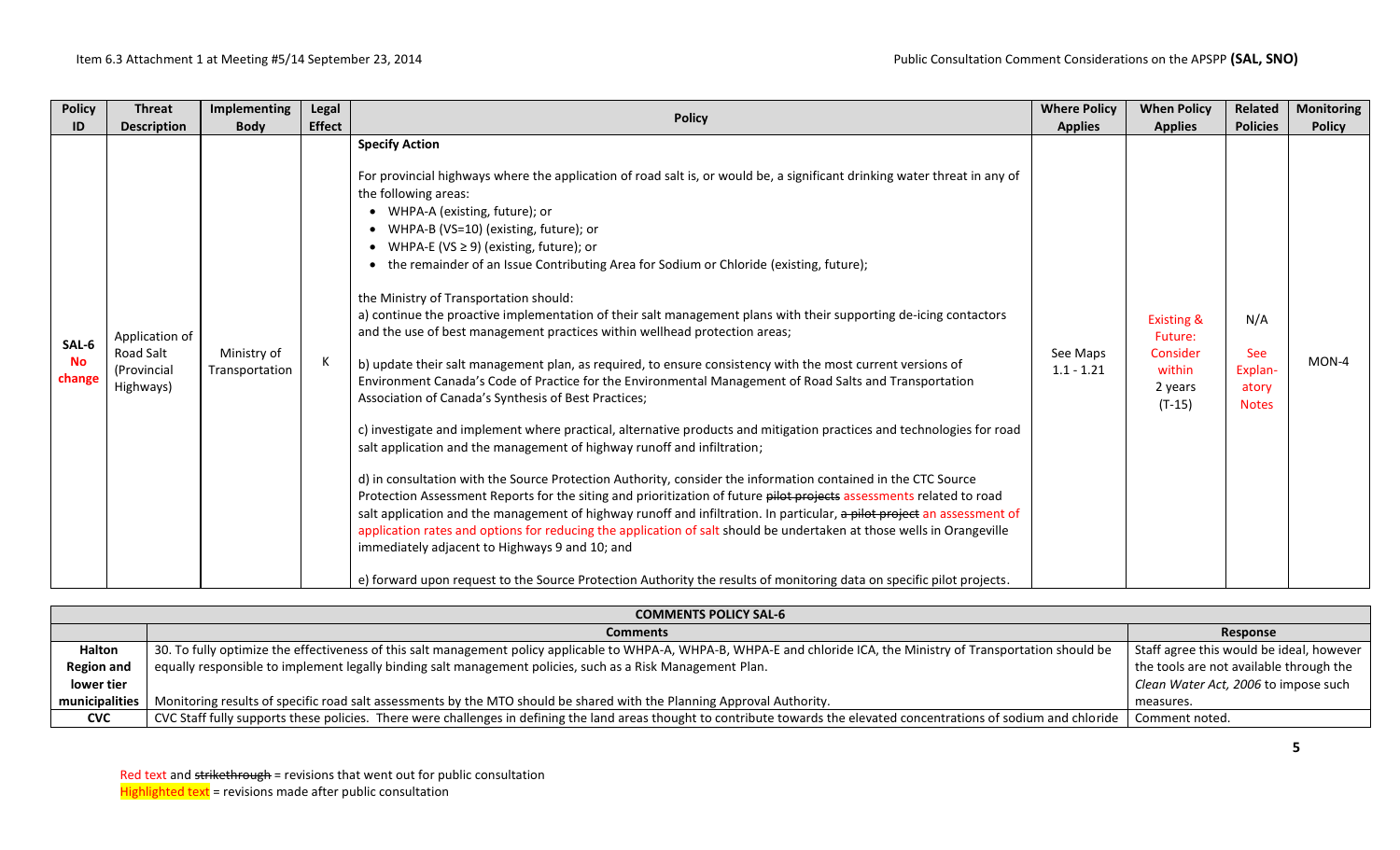| Policy ID | Threat Description | Implementing Body | Legal Effect | Policy | Where Policy Applies | When Policy Applies | Related Policies | Monitoring Policy |
|---|---|---|---|---|---|---|---|---|
| SAL-6 No change | Application of Road Salt (Provincial Highways) | Ministry of Transportation | K | **Specify Action**<br><br>For provincial highways where the application of road salt is, or would be, a significant drinking water threat in any of the following areas:<br>• WHPA-A (existing, future); or<br>• WHPA-B (VS=10) (existing, future); or<br>• WHPA-E (VS ≥ 9) (existing, future); or<br>• the remainder of an Issue Contributing Area for Sodium or Chloride (existing, future);<br><br>the Ministry of Transportation should:<br>a) continue the proactive implementation of their salt management plans with their supporting de-icing contactors and the use of best management practices within wellhead protection areas;<br><br>b) update their salt management plan, as required, to ensure consistency with the most current versions of Environment Canada's Code of Practice for the Environmental Management of Road Salts and Transportation Association of Canada's Synthesis of Best Practices;<br><br>c) investigate and implement where practical, alternative products and mitigation practices and technologies for road salt application and the management of highway runoff and infiltration;<br><br>d) in consultation with the Source Protection Authority, consider the information contained in the CTC Source Protection Assessment Reports for the siting and prioritization of future ~~pilot projects~~ assessments related to road salt application and the management of highway runoff and infiltration. In particular, ~~a pilot project~~ an assessment of application rates and options for reducing the application of salt should be undertaken at those wells in Orangeville immediately adjacent to Highways 9 and 10; and<br><br>e) forward upon request to the Source Protection Authority the results of monitoring data on specific pilot projects. | See Maps 1.1 - 1.21 | Existing & Future: Consider within 2 years (T-15) | N/A<br><br>See Explanatory Notes | MON-4 |

| COMMENTS POLICY SAL-6 | | |
|---|---|---|
| | **Comments** | **Response** |
| **Halton Region and lower tier municipalities** | 30. To fully optimize the effectiveness of this salt management policy applicable to WHPA-A, WHPA-B, WHPA-E and chloride ICA, the Ministry of Transportation should be equally responsible to implement legally binding salt management policies, such as a Risk Management Plan.<br><br>Monitoring results of specific road salt assessments by the MTO should be shared with the Planning Approval Authority. | Staff agree this would be ideal, however the tools are not available through the *Clean Water Act, 2006* to impose such measures. |
| **CVC** | CVC Staff fully supports these policies. There were challenges in defining the land areas thought to contribute towards the elevated concentrations of sodium and chloride | Comment noted. |

Red text and ~~strikethrough~~ = revisions that went out for public consultation
Highlighted text = revisions made after public consultation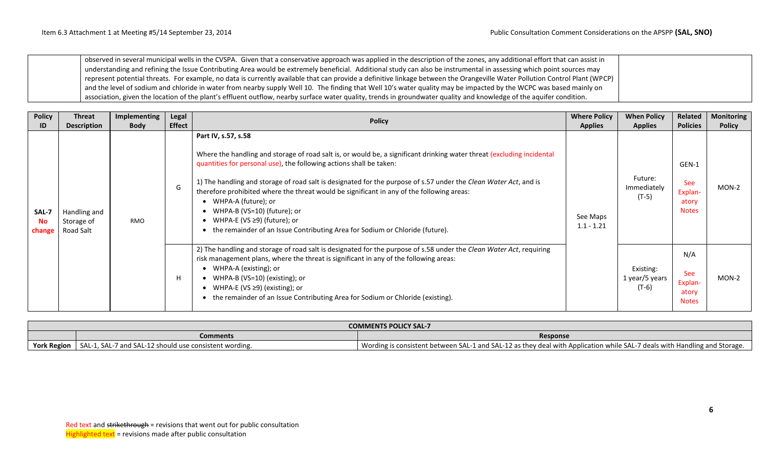| | observed in several municipal wells in the CVSPA. Given that a conservative approach was applied in the description of the zones, any additional effort that can assist in understanding and refining the Issue Contributing Area would be extremely beneficial. Additional study can also be instrumental in assessing which point sources may represent potential threats. For example, no data is currently available that can provide a definitive linkage between the Orangeville Water Pollution Control Plant (WPCP) and the level of sodium and chloride in water from nearby supply Well 10. The finding that Well 10's water quality may be impacted by the WCPC was based mainly on association, given the location of the plant's effluent outflow, nearby surface water quality, trends in groundwater quality and knowledge of the aquifer condition. | |
|---|---|---|

| Policy ID | Threat Description | Implementing Body | Legal Effect | Policy | Where Policy Applies | When Policy Applies | Related Policies | Monitoring Policy |
|---|---|---|---|---|---|---|---|---|
| SAL-7 No change | Handling and Storage of Road Salt | RMO | G | **Part IV, s.57, s.58**<br><br>Where the handling and storage of road salt is, or would be, a significant drinking water threat (excluding incidental quantities for personal use), the following actions shall be taken:<br><br>1) The handling and storage of road salt is designated for the purpose of s.57 under the *Clean Water Act*, and is therefore prohibited where the threat would be significant in any of the following areas:<br>• WHPA-A (future); or<br>• WHPA-B (VS=10) (future); or<br>• WHPA-E (VS ≥9) (future); or<br>• the remainder of an Issue Contributing Area for Sodium or Chloride (future). | See Maps 1.1 - 1.21 | Future: Immediately (T-5) | GEN-1<br><br>See Explanatory Notes | MON-2 |
| | | | H | 2) The handling and storage of road salt is designated for the purpose of s.58 under the *Clean Water Act*, requiring risk management plans, where the threat is significant in any of the following areas:<br>• WHPA-A (existing); or<br>• WHPA-B (VS=10) (existing); or<br>• WHPA-E (VS ≥9) (existing); or<br>• the remainder of an Issue Contributing Area for Sodium or Chloride (existing). | | Existing: 1 year/5 years (T-6) | N/A<br><br>See Explanatory Notes | MON-2 |

| COMMENTS POLICY SAL-7 | | |
|---|---|---|
| | **Comments** | **Response** |
| **York Region** | SAL-1, SAL-7 and SAL-12 should use consistent wording. | Wording is consistent between SAL-1 and SAL-12 as they deal with Application while SAL-7 deals with Handling and Storage. |

Red text and ~~strikethrough~~ = revisions that went out for public consultation
Highlighted text = revisions made after public consultation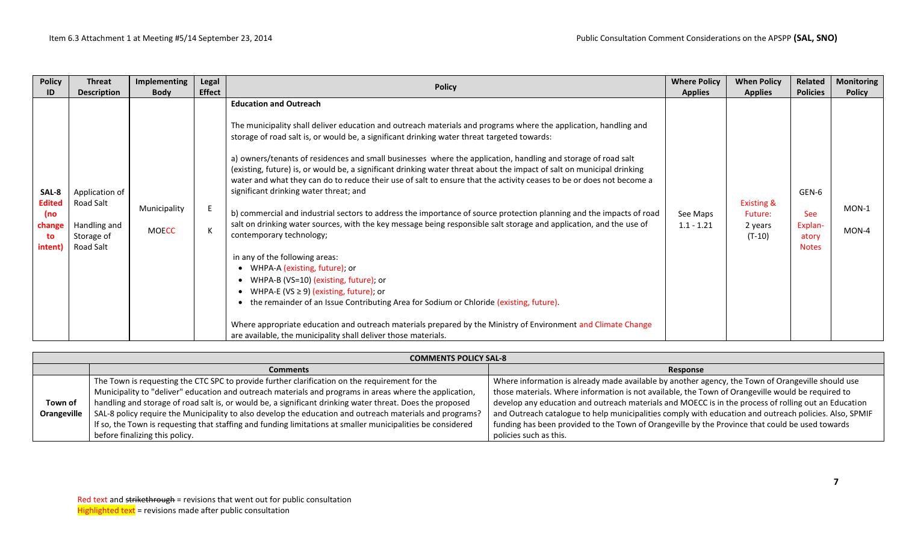| Policy ID | Threat Description | Implementing Body | Legal Effect | Policy | Where Policy Applies | When Policy Applies | Related Policies | Monitoring Policy |
|---|---|---|---|---|---|---|---|---|
| SAL-8 Edited (no change to intent) | Application of Road Salt<br><br>Handling and Storage of Road Salt | Municipality<br><br>MOECC | E<br><br>K | **Education and Outreach**<br><br>The municipality shall deliver education and outreach materials and programs where the application, handling and storage of road salt is, or would be, a significant drinking water threat targeted towards:<br><br>a) owners/tenants of residences and small businesses where the application, handling and storage of road salt (existing, future) is, or would be, a significant drinking water threat about the impact of salt on municipal drinking water and what they can do to reduce their use of salt to ensure that the activity ceases to be or does not become a significant drinking water threat; and<br><br>b) commercial and industrial sectors to address the importance of source protection planning and the impacts of road salt on drinking water sources, with the key message being responsible salt storage and application, and the use of contemporary technology;<br><br>in any of the following areas:<br>• WHPA-A (existing, future); or<br>• WHPA-B (VS=10) (existing, future); or<br>• WHPA-E (VS ≥ 9) (existing, future); or<br>• the remainder of an Issue Contributing Area for Sodium or Chloride (existing, future).<br><br>Where appropriate education and outreach materials prepared by the Ministry of Environment and Climate Change are available, the municipality shall deliver those materials. | See Maps 1.1 - 1.21 | Existing & Future:<br>2 years (T-10) | GEN-6<br><br>See Explan-atory Notes | MON-1<br><br>MON-4 |

| COMMENTS POLICY SAL-8 | | |
|---|---|---|
| | **Comments** | **Response** |
| **Town of Orangeville** | The Town is requesting the CTC SPC to provide further clarification on the requirement for the Municipality to "deliver" education and outreach materials and programs in areas where the application, handling and storage of road salt is, or would be, a significant drinking water threat. Does the proposed SAL-8 policy require the Municipality to also develop the education and outreach materials and programs? If so, the Town is requesting that staffing and funding limitations at smaller municipalities be considered before finalizing this policy. | Where information is already made available by another agency, the Town of Orangeville should use those materials. Where information is not available, the Town of Orangeville would be required to develop any education and outreach materials and MOECC is in the process of rolling out an Education and Outreach catalogue to help municipalities comply with education and outreach policies. Also, SPMIF funding has been provided to the Town of Orangeville by the Province that could be used towards policies such as this. |

Red text and ~~strikethrough~~ = revisions that went out for public consultation
Highlighted text = revisions made after public consultation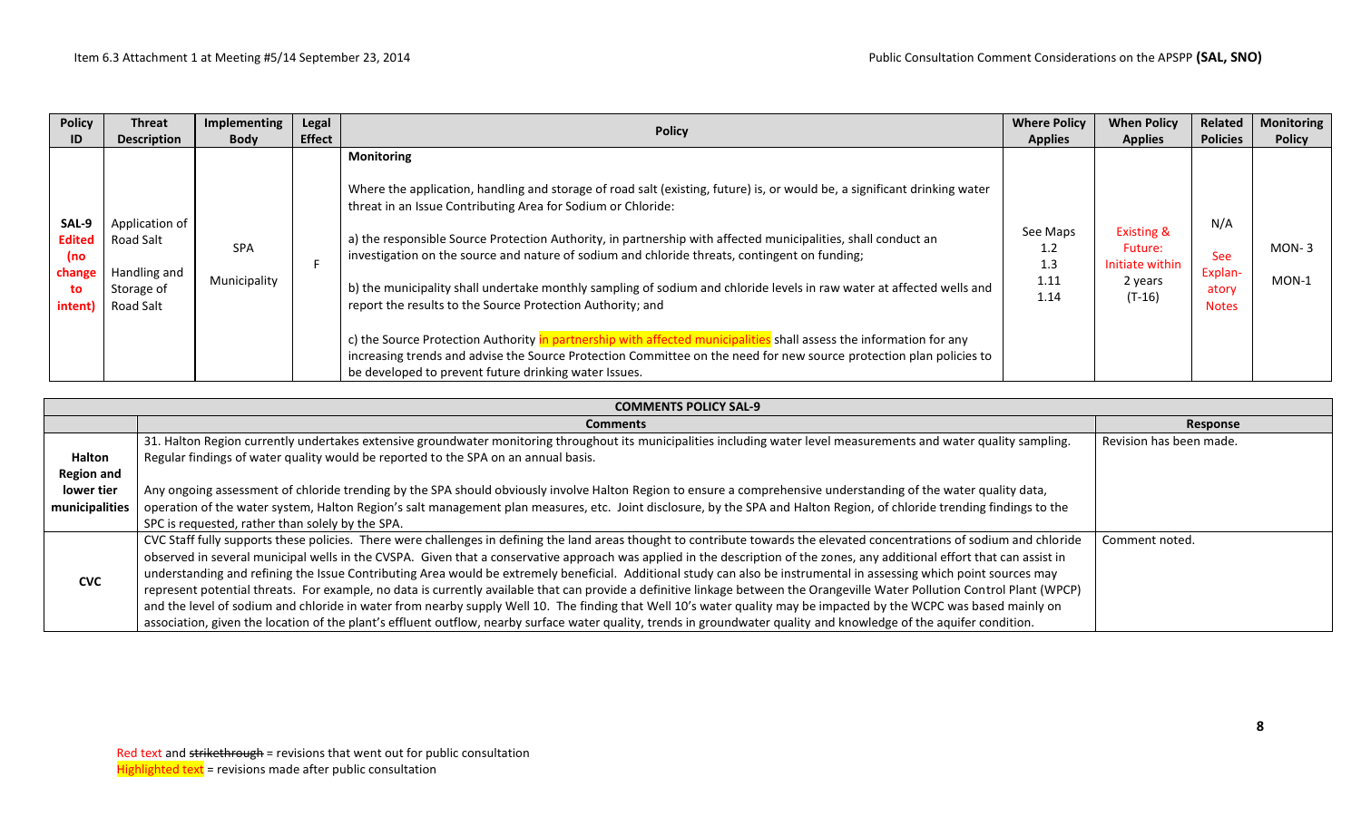| Policy ID | Threat Description | Implementing Body | Legal Effect | Policy | Where Policy Applies | When Policy Applies | Related Policies | Monitoring Policy |
|---|---|---|---|---|---|---|---|---|
| SAL-9 Edited (no change to intent) | Application of Road Salt<br><br>Handling and Storage of Road Salt | SPA<br><br>Municipality | F | **Monitoring**<br><br>Where the application, handling and storage of road salt (existing, future) is, or would be, a significant drinking water threat in an Issue Contributing Area for Sodium or Chloride:<br><br>a) the responsible Source Protection Authority, in partnership with affected municipalities, shall conduct an investigation on the source and nature of sodium and chloride threats, contingent on funding;<br><br>b) the municipality shall undertake monthly sampling of sodium and chloride levels in raw water at affected wells and report the results to the Source Protection Authority; and<br><br>c) the Source Protection Authority in partnership with affected municipalities shall assess the information for any increasing trends and advise the Source Protection Committee on the need for new source protection plan policies to be developed to prevent future drinking water Issues. | See Maps 1.2 1.3 1.11 1.14 | Existing & Future: Initiate within 2 years (T-16) | N/A<br><br>See Explanatory Notes | MON-3<br><br>MON-1 |

| COMMENTS POLICY SAL-9 | | |
|---|---|---|
| | **Comments** | **Response** |
| **Halton Region and lower tier municipalities** | 31. Halton Region currently undertakes extensive groundwater monitoring throughout its municipalities including water level measurements and water quality sampling. Regular findings of water quality would be reported to the SPA on an annual basis.<br><br>Any ongoing assessment of chloride trending by the SPA should obviously involve Halton Region to ensure a comprehensive understanding of the water quality data, operation of the water system, Halton Region's salt management plan measures, etc. Joint disclosure, by the SPA and Halton Region, of chloride trending findings to the SPC is requested, rather than solely by the SPA. | Revision has been made. |
| **CVC** | CVC Staff fully supports these policies. There were challenges in defining the land areas thought to contribute towards the elevated concentrations of sodium and chloride observed in several municipal wells in the CVSPA. Given that a conservative approach was applied in the description of the zones, any additional effort that can assist in understanding and refining the Issue Contributing Area would be extremely beneficial. Additional study can also be instrumental in assessing which point sources may represent potential threats. For example, no data is currently available that can provide a definitive linkage between the Orangeville Water Pollution Control Plant (WPCP) and the level of sodium and chloride in water from nearby supply Well 10. The finding that Well 10's water quality may be impacted by the WCPC was based mainly on association, given the location of the plant's effluent outflow, nearby surface water quality, trends in groundwater quality and knowledge of the aquifer condition. | Comment noted. |

Red text and ~~strikethrough~~ = revisions that went out for public consultation
Highlighted text = revisions made after public consultation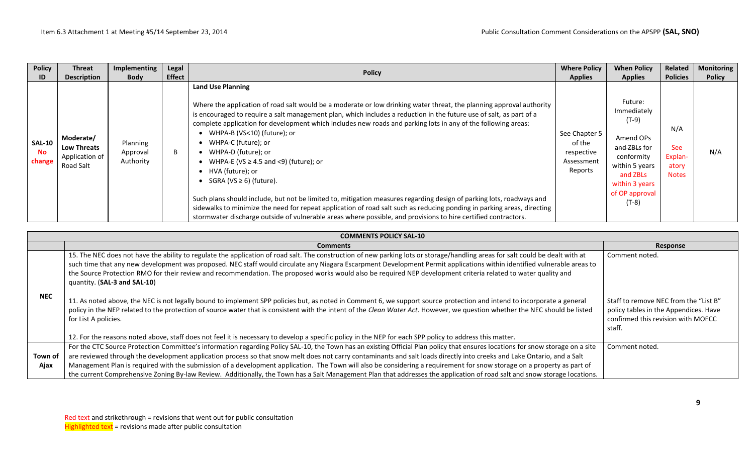| Policy ID | Threat Description | Implementing Body | Legal Effect | Policy | Where Policy Applies | When Policy Applies | Related Policies | Monitoring Policy |
|---|---|---|---|---|---|---|---|---|
| SAL-10 No change | Moderate/ Low Threats Application of Road Salt | Planning Approval Authority | B | **Land Use Planning**<br><br>Where the application of road salt would be a moderate or low drinking water threat, the planning approval authority is encouraged to require a salt management plan, which includes a reduction in the future use of salt, as part of a complete application for development which includes new roads and parking lots in any of the following areas:<br>• WHPA-B (VS<10) (future); or<br>• WHPA-C (future); or<br>• WHPA-D (future); or<br>• WHPA-E (VS ≥ 4.5 and <9) (future); or<br>• HVA (future); or<br>• SGRA (VS ≥ 6) (future).<br><br>Such plans should include, but not be limited to, mitigation measures regarding design of parking lots, roadways and sidewalks to minimize the need for repeat application of road salt such as reducing ponding in parking areas, directing stormwater discharge outside of vulnerable areas where possible, and provisions to hire certified contractors. | See Chapter 5 of the respective Assessment Reports | Future: Immediately (T-9)<br><br>Amend OPs ~~and ZBLs~~ for conformity within 5 years and ZBLs within 3 years of OP approval (T-8) | N/A<br><br>See Explanatory Notes | N/A |

| COMMENTS POLICY SAL-10 | | |
|---|---|---|
| | **Comments** | **Response** |
| **NEC** | 15. The NEC does not have the ability to regulate the application of road salt. The construction of new parking lots or storage/handling areas for salt could be dealt with at such time that any new development was proposed. NEC staff would circulate any Niagara Escarpment Development Permit applications within identified vulnerable areas to the Source Protection RMO for their review and recommendation. The proposed works would also be required NEP development criteria related to water quality and quantity. (**SAL-3 and SAL-10**) | Comment noted. |
| | 11. As noted above, the NEC is not legally bound to implement SPP policies but, as noted in Comment 6, we support source protection and intend to incorporate a general policy in the NEP related to the protection of source water that is consistent with the intent of the *Clean Water Act*. However, we question whether the NEC should be listed for List A policies.<br><br>12. For the reasons noted above, staff does not feel it is necessary to develop a specific policy in the NEP for each SPP policy to address this matter. | Staff to remove NEC from the "List B" policy tables in the Appendices. Have confirmed this revision with MOECC staff. |
| **Town of Ajax** | For the CTC Source Protection Committee's information regarding Policy SAL-10, the Town has an existing Official Plan policy that ensures locations for snow storage on a site are reviewed through the development application process so that snow melt does not carry contaminants and salt loads directly into creeks and Lake Ontario, and a Salt Management Plan is required with the submission of a development application. The Town will also be considering a requirement for snow storage on a property as part of the current Comprehensive Zoning By-law Review. Additionally, the Town has a Salt Management Plan that addresses the application of road salt and snow storage locations. | Comment noted. |

Red text and ~~strikethrough~~ = revisions that went out for public consultation
Highlighted text = revisions made after public consultation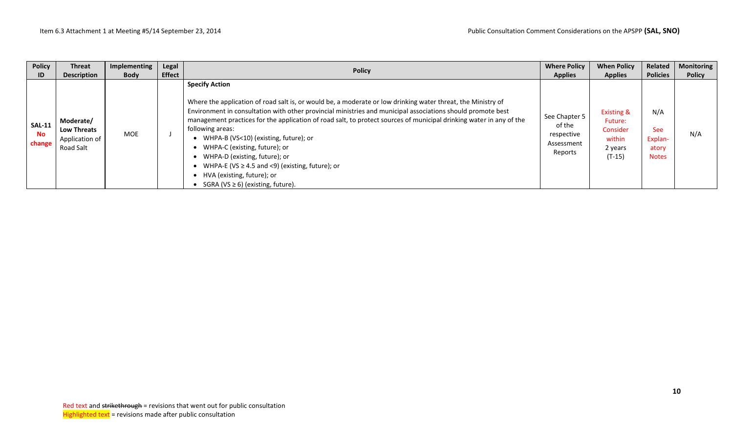| Policy ID | Threat Description | Implementing Body | Legal Effect | Policy | Where Policy Applies | When Policy Applies | Related Policies | Monitoring Policy |
|---|---|---|---|---|---|---|---|---|
| **SAL-11** **No change** | **Moderate/ Low Threats** Application of Road Salt | MOE | J | **Specify Action**<br><br>Where the application of road salt is, or would be, a moderate or low drinking water threat, the Ministry of Environment in consultation with other provincial ministries and municipal associations should promote best management practices for the application of road salt, to protect sources of municipal drinking water in any of the following areas:<br>• WHPA-B (VS<10) (existing, future); or<br>• WHPA-C (existing, future); or<br>• WHPA-D (existing, future); or<br>• WHPA-E (VS ≥ 4.5 and <9) (existing, future); or<br>• HVA (existing, future); or<br>• SGRA (VS ≥ 6) (existing, future). | See Chapter 5 of the respective Assessment Reports | Existing & Future: Consider within 2 years (T-15) | N/A<br><br>See Explanatory Notes | N/A |

Red text and ~~strikethrough~~ = revisions that went out for public consultation
Highlighted text = revisions made after public consultation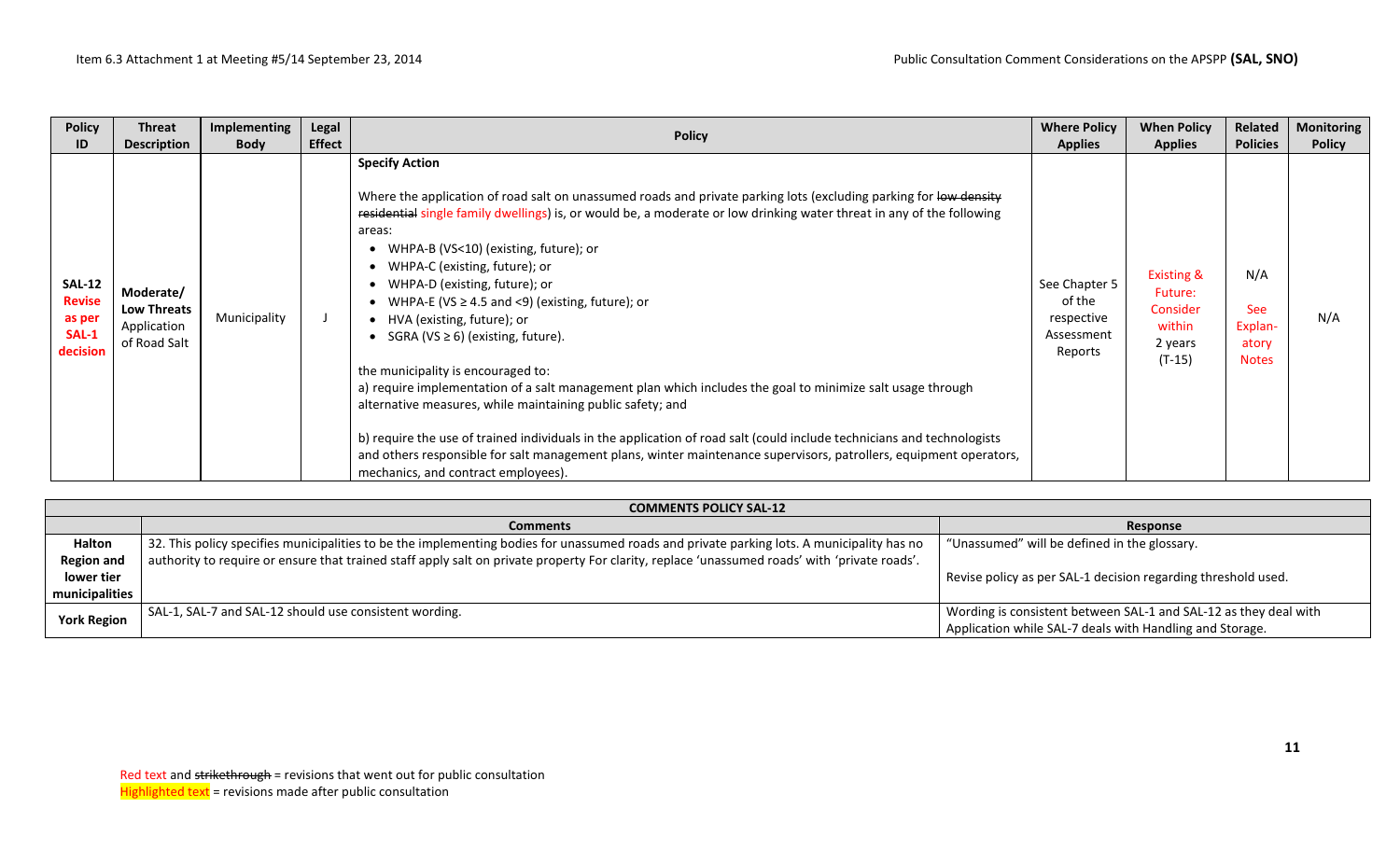| Policy ID | Threat Description | Implementing Body | Legal Effect | Policy | Where Policy Applies | When Policy Applies | Related Policies | Monitoring Policy |
|---|---|---|---|---|---|---|---|---|
| **SAL-12** **Revise as per SAL-1 decision** | **Moderate/ Low Threats** Application of Road Salt | Municipality | J | **Specify Action**<br><br>Where the application of road salt on unassumed roads and private parking lots (excluding parking for ~~low density residential~~ single family dwellings) is, or would be, a moderate or low drinking water threat in any of the following areas:<br>• WHPA-B (VS<10) (existing, future); or<br>• WHPA-C (existing, future); or<br>• WHPA-D (existing, future); or<br>• WHPA-E (VS ≥ 4.5 and <9) (existing, future); or<br>• HVA (existing, future); or<br>• SGRA (VS ≥ 6) (existing, future).<br><br>the municipality is encouraged to:<br>a) require implementation of a salt management plan which includes the goal to minimize salt usage through alternative measures, while maintaining public safety; and<br><br>b) require the use of trained individuals in the application of road salt (could include technicians and technologists and others responsible for salt management plans, winter maintenance supervisors, patrollers, equipment operators, mechanics, and contract employees). | See Chapter 5 of the respective Assessment Reports | Existing & Future: Consider within 2 years (T-15) | N/A<br><br>See Explan-atory Notes | N/A |

| **COMMENTS POLICY SAL-12** | | |
|---|---|---|
| | **Comments** | **Response** |
| **Halton Region and lower tier municipalities** | 32. This policy specifies municipalities to be the implementing bodies for unassumed roads and private parking lots. A municipality has no authority to require or ensure that trained staff apply salt on private property For clarity, replace 'unassumed roads' with 'private roads'. | "Unassumed" will be defined in the glossary.<br><br>Revise policy as per SAL-1 decision regarding threshold used. |
| **York Region** | SAL-1, SAL-7 and SAL-12 should use consistent wording. | Wording is consistent between SAL-1 and SAL-12 as they deal with Application while SAL-7 deals with Handling and Storage. |

Red text and ~~strikethrough~~ = revisions that went out for public consultation
Highlighted text = revisions made after public consultation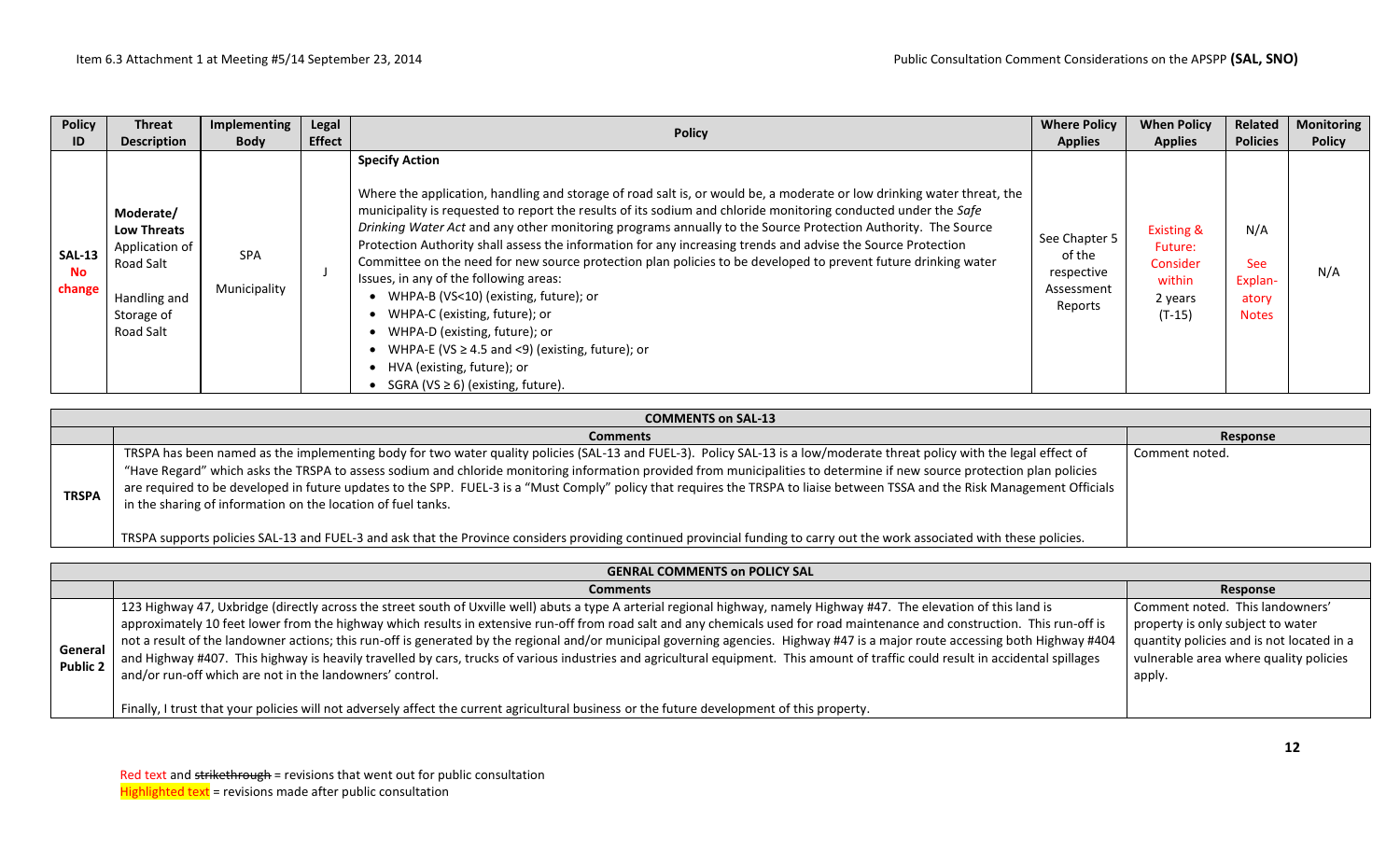| Policy ID | Threat Description | Implementing Body | Legal Effect | Policy | Where Policy Applies | When Policy Applies | Related Policies | Monitoring Policy |
|---|---|---|---|---|---|---|---|---|
| SAL-13 No change | Moderate/ Low Threats Application of Road Salt<br><br>Handling and Storage of Road Salt | SPA<br><br>Municipality | J | **Specify Action**<br><br>Where the application, handling and storage of road salt is, or would be, a moderate or low drinking water threat, the municipality is requested to report the results of its sodium and chloride monitoring conducted under the *Safe Drinking Water Act* and any other monitoring programs annually to the Source Protection Authority. The Source Protection Authority shall assess the information for any increasing trends and advise the Source Protection Committee on the need for new source protection plan policies to be developed to prevent future drinking water Issues, in any of the following areas:<br>• WHPA-B (VS<10) (existing, future); or<br>• WHPA-C (existing, future); or<br>• WHPA-D (existing, future); or<br>• WHPA-E (VS ≥ 4.5 and <9) (existing, future); or<br>• HVA (existing, future); or<br>• SGRA (VS ≥ 6) (existing, future). | See Chapter 5 of the respective Assessment Reports | Existing & Future: Consider within 2 years (T-15) | N/A<br><br>See Explan-atory Notes | N/A |

| COMMENTS on SAL-13 | | |
|---|---|---|
| | **Comments** | **Response** |
| **TRSPA** | TRSPA has been named as the implementing body for two water quality policies (SAL-13 and FUEL-3). Policy SAL-13 is a low/moderate threat policy with the legal effect of "Have Regard" which asks the TRSPA to assess sodium and chloride monitoring information provided from municipalities to determine if new source protection plan policies are required to be developed in future updates to the SPP. FUEL-3 is a "Must Comply" policy that requires the TRSPA to liaise between TSSA and the Risk Management Officials in the sharing of information on the location of fuel tanks.<br><br>TRSPA supports policies SAL-13 and FUEL-3 and ask that the Province considers providing continued provincial funding to carry out the work associated with these policies. | Comment noted. |

| GENRAL COMMENTS on POLICY SAL | | |
|---|---|---|
| | **Comments** | **Response** |
| **General Public 2** | 123 Highway 47, Uxbridge (directly across the street south of Uxville well) abuts a type A arterial regional highway, namely Highway #47. The elevation of this land is approximately 10 feet lower from the highway which results in extensive run-off from road salt and any chemicals used for road maintenance and construction. This run-off is not a result of the landowner actions; this run-off is generated by the regional and/or municipal governing agencies. Highway #47 is a major route accessing both Highway #404 and Highway #407. This highway is heavily travelled by cars, trucks of various industries and agricultural equipment. This amount of traffic could result in accidental spillages and/or run-off which are not in the landowners' control.<br><br>Finally, I trust that your policies will not adversely affect the current agricultural business or the future development of this property. | Comment noted. This landowners' property is only subject to water quantity policies and is not located in a vulnerable area where quality policies apply. |

Red text and ~~strikethrough~~ = revisions that went out for public consultation
Highlighted text = revisions made after public consultation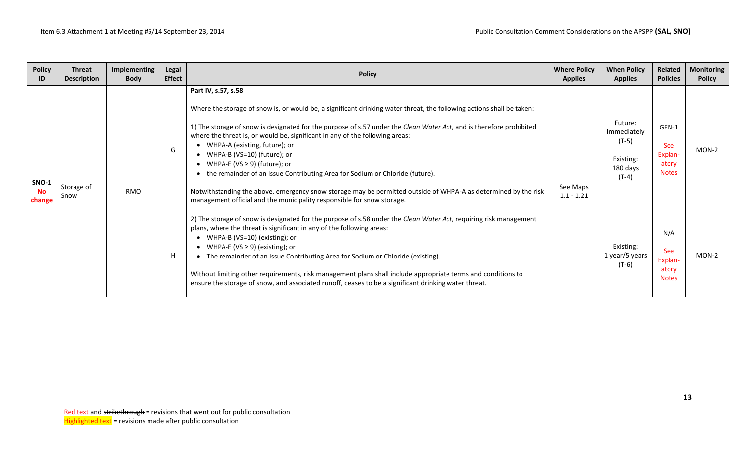| Policy ID | Threat Description | Implementing Body | Legal Effect | Policy | Where Policy Applies | When Policy Applies | Related Policies | Monitoring Policy |
|---|---|---|---|---|---|---|---|---|
| **SNO-1** **No change** | Storage of Snow | RMO | G | **Part IV, s.57, s.58**<br><br>Where the storage of snow is, or would be, a significant drinking water threat, the following actions shall be taken:<br><br>1) The storage of snow is designated for the purpose of s.57 under the *Clean Water Act*, and is therefore prohibited where the threat is, or would be, significant in any of the following areas:<br>• WHPA-A (existing, future); or<br>• WHPA-B (VS=10) (future); or<br>• WHPA-E (VS ≥ 9) (future); or<br>• the remainder of an Issue Contributing Area for Sodium or Chloride (future).<br><br>Notwithstanding the above, emergency snow storage may be permitted outside of WHPA-A as determined by the risk management official and the municipality responsible for snow storage. | See Maps 1.1 - 1.21 | Future: Immediately (T-5)<br><br>Existing: 180 days (T-4) | GEN-1<br><br>See Explanatory Notes | MON-2 |
| | | | H | 2) The storage of snow is designated for the purpose of s.58 under the *Clean Water Act*, requiring risk management plans, where the threat is significant in any of the following areas:<br>• WHPA-B (VS=10) (existing); or<br>• WHPA-E (VS ≥ 9) (existing); or<br>• The remainder of an Issue Contributing Area for Sodium or Chloride (existing).<br><br>Without limiting other requirements, risk management plans shall include appropriate terms and conditions to ensure the storage of snow, and associated runoff, ceases to be a significant drinking water threat. | | Existing: 1 year/5 years (T-6) | N/A<br><br>See Explanatory Notes | MON-2 |

Red text and ~~strikethrough~~ = revisions that went out for public consultation
Highlighted text = revisions made after public consultation